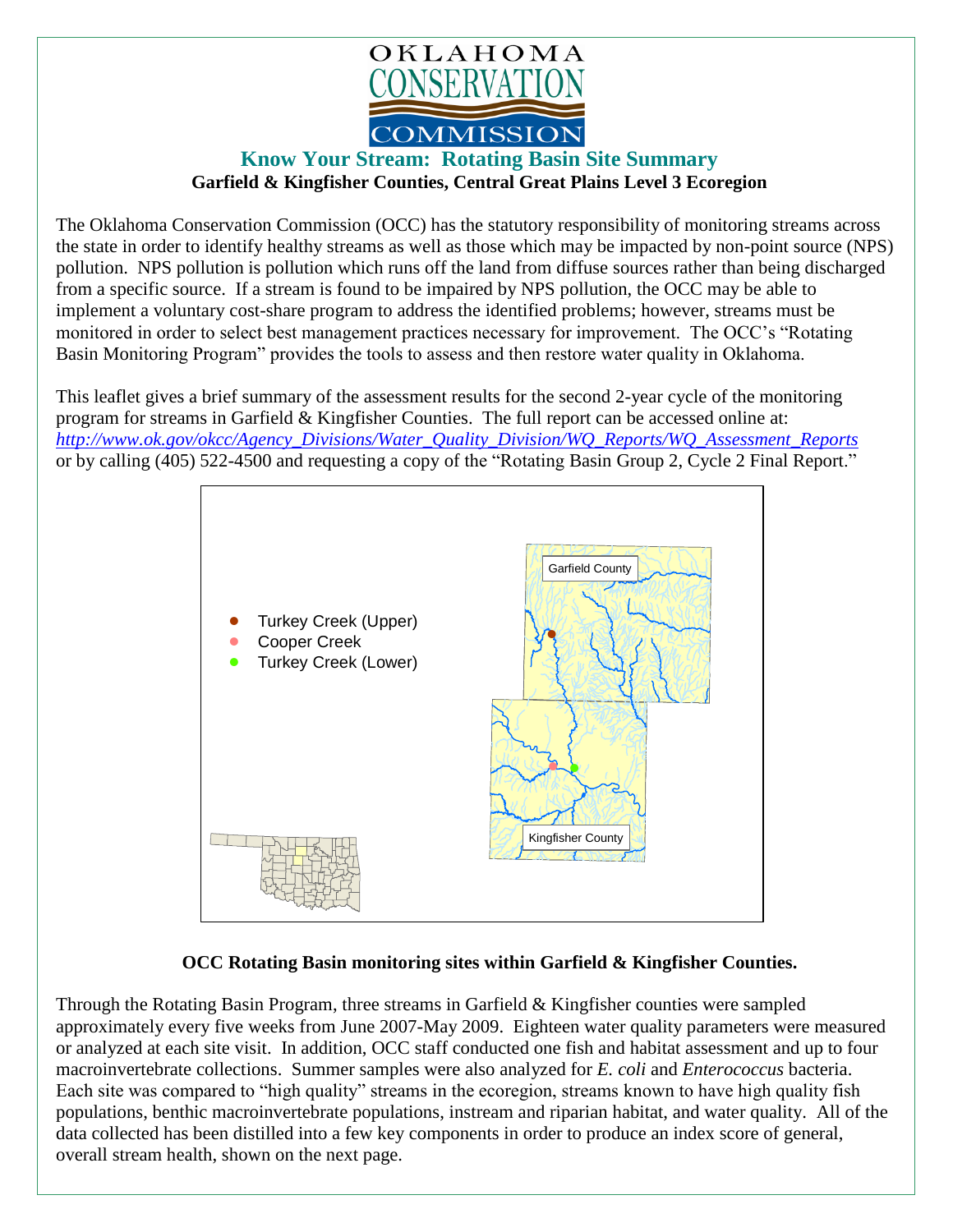OKLAHOMA CONSERVATION COMMISSION

## Know Your Stream: Rotating Basin Site Summary

**Garfield & Kingfisher Counties, Central Great Plains Level 3 Ecoregion**

The Oklahoma Conservation Commission (OCC) has the statutory responsibility of monitoring streams across the state in order to identify healthy streams as well as those which may be impacted by non-point source (NPS) pollution. NPS pollution is pollution which runs off the land from diffuse sources rather than being discharged from a specific source. If a stream is found to be impaired by NPS pollution, the OCC may be able to implement a voluntary cost-share program to address the identified problems; however, streams must be monitored in order to select best management practices necessary for improvement. The OCC's "Rotating Basin Monitoring Program" provides the tools to assess and then restore water quality in Oklahoma.

This leaflet gives a brief summary of the assessment results for the second 2-year cycle of the monitoring program for streams in Garfield & Kingfisher Counties. The full report can be accessed online at: *http://www.ok.gov/okcc/Agency_Divisions/Water_Quality_Division/WQ_Reports/WQ_Assessment_Reports* or by calling (405) 522-4500 and requesting a copy of the "Rotating Basin Group 2, Cycle 2 Final Report."

- Turkey Creek (Upper)
- Cooper Creek
- Turkey Creek (Lower)

Garfield County

Kingfisher County

**OCC Rotating Basin monitoring sites within Garfield & Kingfisher Counties.**

Through the Rotating Basin Program, three streams in Garfield & Kingfisher counties were sampled approximately every five weeks from June 2007-May 2009. Eighteen water quality parameters were measured or analyzed at each site visit. In addition, OCC staff conducted one fish and habitat assessment and up to four macroinvertebrate collections. Summer samples were also analyzed for *E. coli* and *Enterococcus* bacteria. Each site was compared to "high quality" streams in the ecoregion, streams known to have high quality fish populations, benthic macroinvertebrate populations, instream and riparian habitat, and water quality. All of the data collected has been distilled into a few key components in order to produce an index score of general, overall stream health, shown on the next page.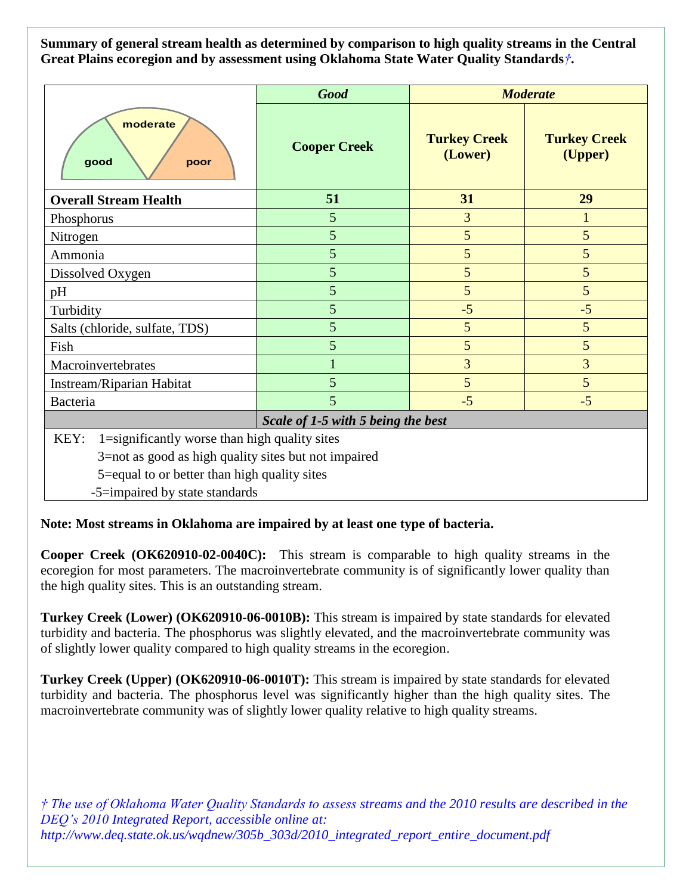**Summary of general stream health as determined by comparison to high quality streams in the Central Great Plains ecoregion and by assessment using Oklahoma State Water Quality Standards†.**

| | *Good* | *Moderate* | |
|---|---|---|---|
| | **Cooper Creek** | **Turkey Creek (Lower)** | **Turkey Creek (Upper)** |
| **Overall Stream Health** | **51** | **31** | **29** |
| Phosphorus | 5 | 3 | 1 |
| Nitrogen | 5 | 5 | 5 |
| Ammonia | 5 | 5 | 5 |
| Dissolved Oxygen | 5 | 5 | 5 |
| pH | 5 | 5 | 5 |
| Turbidity | 5 | -5 | -5 |
| Salts (chloride, sulfate, TDS) | 5 | 5 | 5 |
| Fish | 5 | 5 | 5 |
| Macroinvertebrates | 1 | 3 | 3 |
| Instream/Riparian Habitat | 5 | 5 | 5 |
| Bacteria | 5 | -5 | -5 |
| | *Scale of 1-5 with 5 being the best* | | |

KEY: 1=significantly worse than high quality sites
3=not as good as high quality sites but not impaired
5=equal to or better than high quality sites
-5=impaired by state standards

**Note: Most streams in Oklahoma are impaired by at least one type of bacteria.**

**Cooper Creek (OK620910-02-0040C):** This stream is comparable to high quality streams in the ecoregion for most parameters. The macroinvertebrate community is of significantly lower quality than the high quality sites. This is an outstanding stream.

**Turkey Creek (Lower) (OK620910-06-0010B):** This stream is impaired by state standards for elevated turbidity and bacteria. The phosphorus was slightly elevated, and the macroinvertebrate community was of slightly lower quality compared to high quality streams in the ecoregion.

**Turkey Creek (Upper) (OK620910-06-0010T):** This stream is impaired by state standards for elevated turbidity and bacteria. The phosphorus level was significantly higher than the high quality sites. The macroinvertebrate community was of slightly lower quality relative to high quality streams.

*† The use of Oklahoma Water Quality Standards to assess streams and the 2010 results are described in the DEQ's 2010 Integrated Report, accessible online at: http://www.deq.state.ok.us/wqdnew/305b_303d/2010_integrated_report_entire_document.pdf*